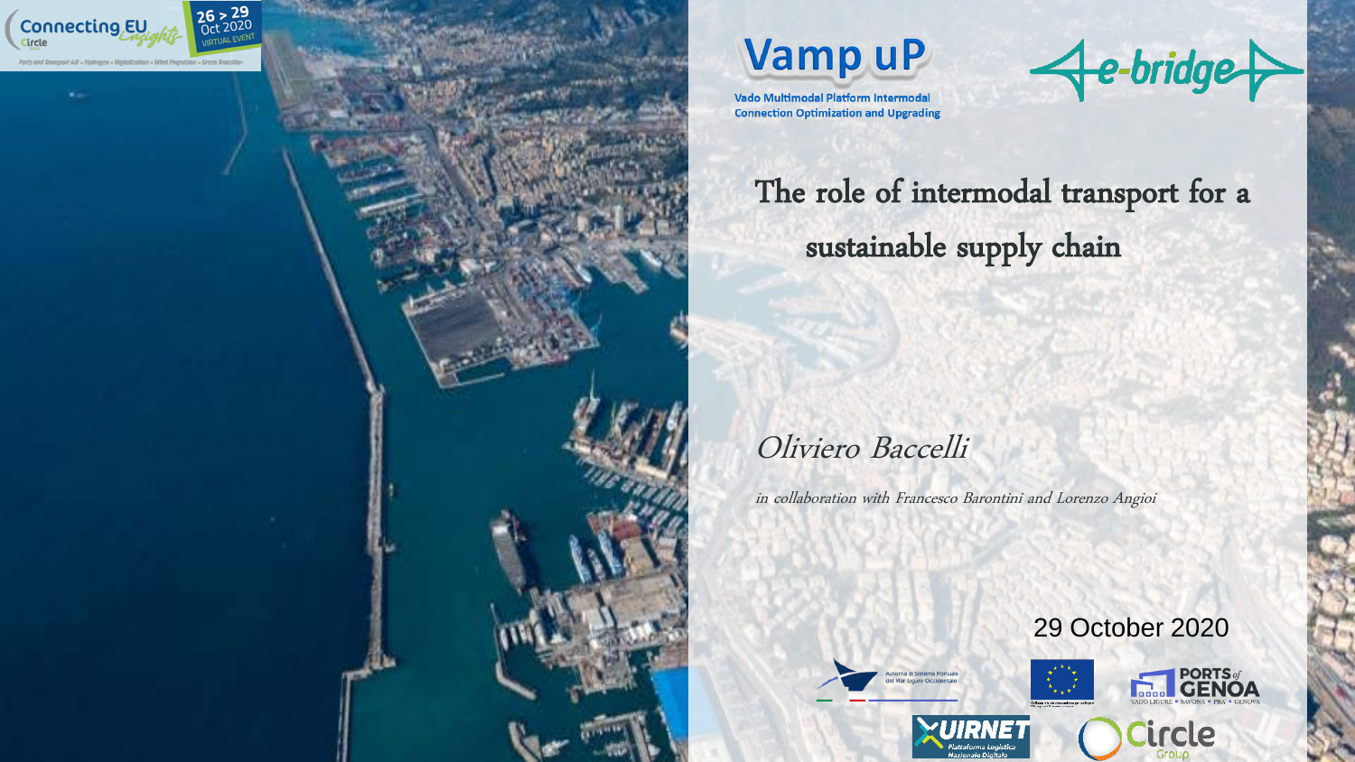Connecting EU Circle Insights

26 > 29 Oct 2020 VIRTUAL EVENT

Ports and Transport 4.0 • Hydrogen • Digitalization • Wind Propulsion • Green Transition

**Vamp uP**

Vado Multimodal Platform Intermodal Connection Optimization and Upgrading

**e-bridge**

# The role of intermodal transport for a sustainable supply chain

*Oliviero Baccelli*

*in collaboration with Francesco Barontini and Lorenzo Angioi*

29 October 2020

Autorità di Sistema Portuale del Mar Ligure Occidentale

PORTS of GENOA — VADO LIGURE • SAVONA • PRA' • GENOVA

UIRNET Piattaforma Logistica Nazionale Digitale

Circle Group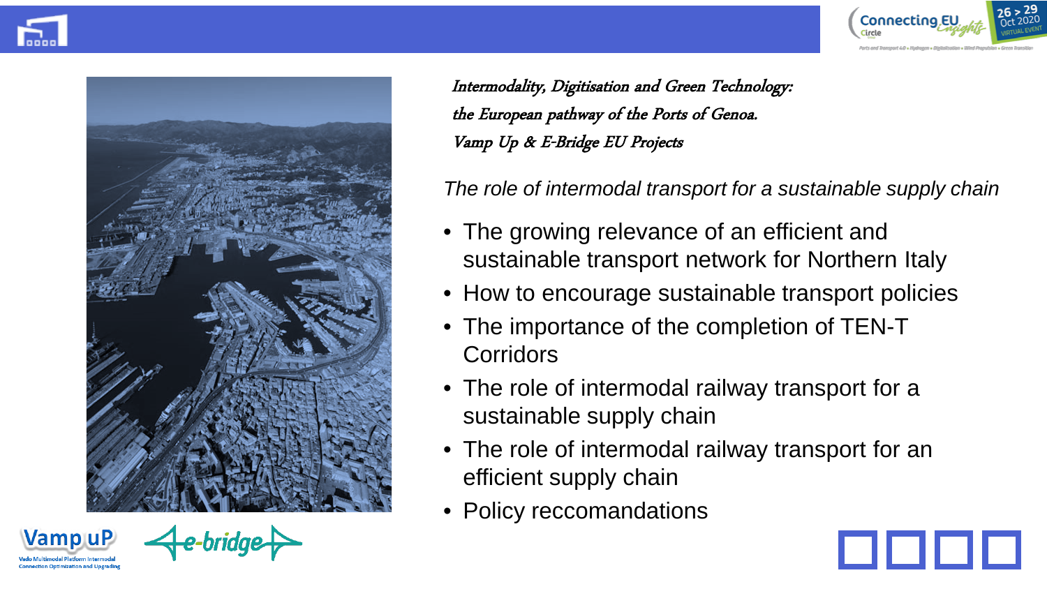*Intermodality, Digitisation and Green Technology:*
*the European pathway of the Ports of Genoa.*
*Vamp Up & E-Bridge EU Projects*

*The role of intermodal transport for a sustainable supply chain*

- The growing relevance of an efficient and sustainable transport network for Northern Italy
- How to encourage sustainable transport policies
- The importance of the completion of TEN-T Corridors
- The role of intermodal railway transport for a sustainable supply chain
- The role of intermodal railway transport for an efficient supply chain
- Policy reccomandations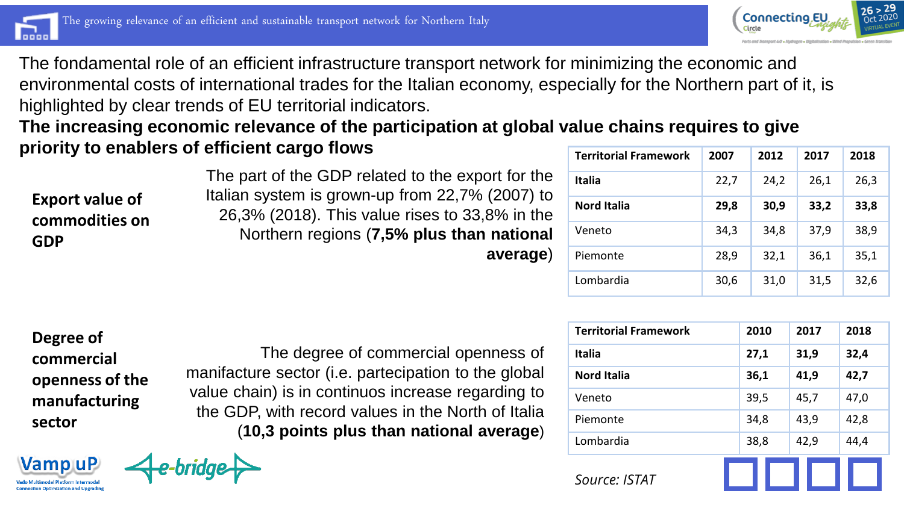The fondamental role of an efficient infrastructure transport network for minimizing the economic and environmental costs of international trades for the Italian economy, especially for the Northern part of it, is highlighted by clear trends of EU territorial indicators.

**The increasing economic relevance of the participation at global value chains requires to give priority to enablers of efficient cargo flows**

**Export value of commodities on GDP**

The part of the GDP related to the export for the Italian system is grown-up from 22,7% (2007) to 26,3% (2018). This value rises to 33,8% in the Northern regions (**7,5% plus than national average**)

| Territorial Framework | 2007 | 2012 | 2017 | 2018 |
|---|---|---|---|---|
| **Italia** | 22,7 | 24,2 | 26,1 | 26,3 |
| **Nord Italia** | **29,8** | **30,9** | **33,2** | **33,8** |
| Veneto | 34,3 | 34,8 | 37,9 | 38,9 |
| Piemonte | 28,9 | 32,1 | 36,1 | 35,1 |
| Lombardia | 30,6 | 31,0 | 31,5 | 32,6 |

**Degree of commercial openness of the manufacturing sector**

The degree of commercial openness of manifacture sector (i.e. partecipation to the global value chain) is in continuos increase regarding to the GDP, with record values in the North of Italia (**10,3 points plus than national average**)

| Territorial Framework | 2010 | 2017 | 2018 |
|---|---|---|---|
| **Italia** | **27,1** | **31,9** | **32,4** |
| **Nord Italia** | **36,1** | **41,9** | **42,7** |
| Veneto | 39,5 | 45,7 | 47,0 |
| Piemonte | 34,8 | 43,9 | 42,8 |
| Lombardia | 38,8 | 42,9 | 44,4 |

*Source: ISTAT*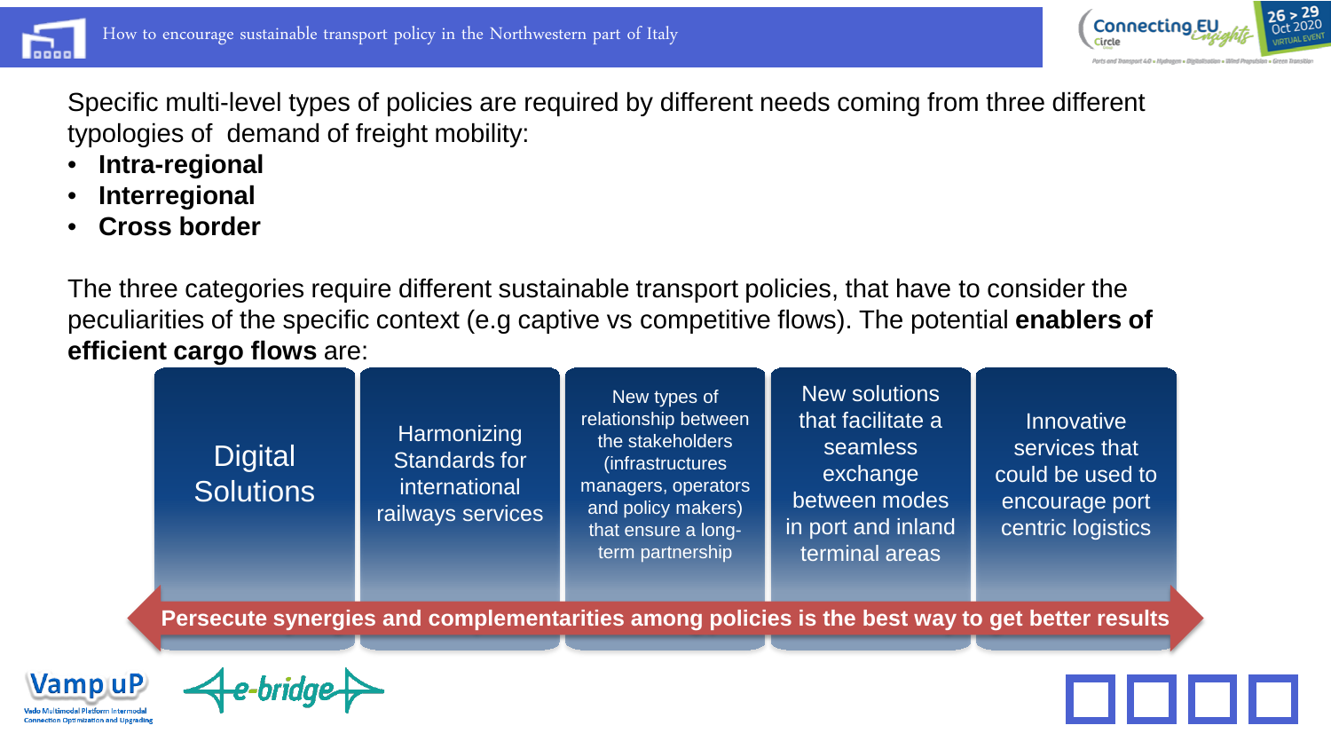Specific multi-level types of policies are required by different needs coming from three different typologies of demand of freight mobility:

- **Intra-regional**
- **Interregional**
- **Cross border**

The three categories require different sustainable transport policies, that have to consider the peculiarities of the specific context (e.g captive vs competitive flows). The potential **enablers of efficient cargo flows** are:

- Digital Solutions
- Harmonizing Standards for international railways services
- New types of relationship between the stakeholders (infrastructures managers, operators and policy makers) that ensure a long-term partnership
- New solutions that facilitate a seamless exchange between modes in port and inland terminal areas
- Innovative services that could be used to encourage port centric logistics

**Persecute synergies and complementarities among policies is the best way to get better results**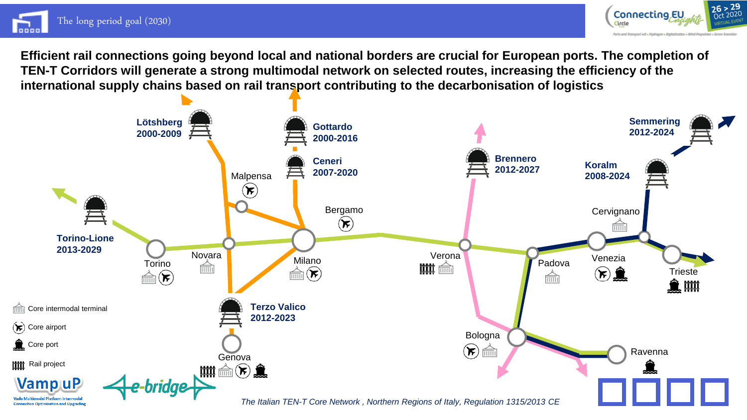# The long period goal (2030)

**Efficient rail connections going beyond local and national borders are crucial for European ports. The completion of TEN-T Corridors will generate a strong multimodal network on selected routes, increasing the efficiency of the international supply chains based on rail transport contributing to the decarbonisation of logistics**

**Lötshberg 2000-2009**

**Gottardo 2000-2016**

**Ceneri 2007-2020**

**Brennero 2012-2027**

**Semmering 2012-2024**

**Koralm 2008-2024**

**Torino-Lione 2013-2029**

**Terzo Valico 2012-2023**

Malpensa, Bergamo, Torino, Novara, Milano, Verona, Padova, Venezia, Cervignano, Trieste, Genova, Bologna, Ravenna

- Core intermodal terminal
- Core airport
- Core port
- Rail project

*The Italian TEN-T Core Network , Northern Regions of Italy, Regulation 1315/2013 CE*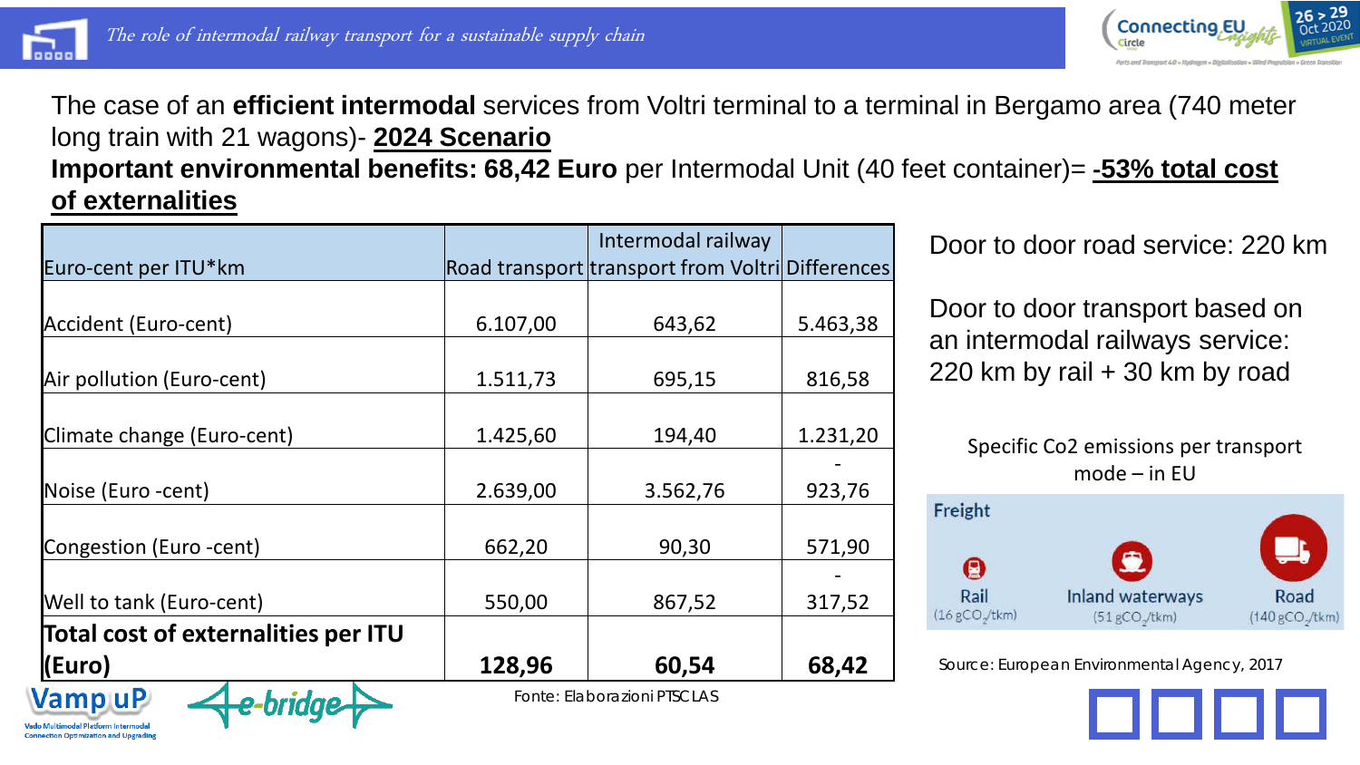The case of an **efficient intermodal** services from Voltri terminal to a terminal in Bergamo area (740 meter long train with 21 wagons)- **2024 Scenario**

**Important environmental benefits: 68,42 Euro** per Intermodal Unit (40 feet container)= **-53% total cost of externalities**

| Euro-cent per ITU*km | Road transport | Intermodal railway transport from Voltri | Differences |
|---|---|---|---|
| Accident (Euro-cent) | 6.107,00 | 643,62 | 5.463,38 |
| Air pollution (Euro-cent) | 1.511,73 | 695,15 | 816,58 |
| Climate change (Euro-cent) | 1.425,60 | 194,40 | 1.231,20 |
| Noise (Euro -cent) | 2.639,00 | 3.562,76 | - 923,76 |
| Congestion (Euro -cent) | 662,20 | 90,30 | 571,90 |
| Well to tank (Euro-cent) | 550,00 | 867,52 | - 317,52 |
| **Total cost of externalities per ITU (Euro)** | **128,96** | **60,54** | **68,42** |

Fonte: Elaborazioni PTSCLAS

Door to door road service: 220 km

Door to door transport based on an intermodal railways service: 220 km by rail + 30 km by road

Specific Co2 emissions per transport mode – in EU

Freight

- Rail (16 $gCO_2$/tkm)
- Inland waterways (51 $gCO_2$/tkm)
- Road (140 $gCO_2$/tkm)

Source: European Environmental Agency, 2017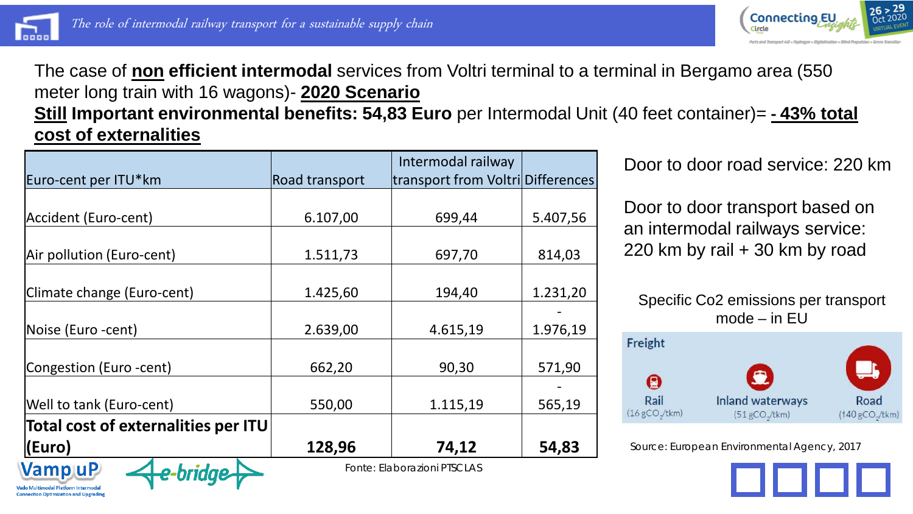The case of **non efficient intermodal** services from Voltri terminal to a terminal in Bergamo area (550 meter long train with 16 wagons)- **2020 Scenario**

**Still Important environmental benefits: 54,83 Euro** per Intermodal Unit (40 feet container)= **- 43% total cost of externalities**

| Euro-cent per ITU*km | Road transport | Intermodal railway transport from Voltri | Differences |
|---|---|---|---|
| Accident (Euro-cent) | 6.107,00 | 699,44 | 5.407,56 |
| Air pollution (Euro-cent) | 1.511,73 | 697,70 | 814,03 |
| Climate change (Euro-cent) | 1.425,60 | 194,40 | 1.231,20 |
| Noise (Euro -cent) | 2.639,00 | 4.615,19 | - 1.976,19 |
| Congestion (Euro -cent) | 662,20 | 90,30 | 571,90 |
| Well to tank (Euro-cent) | 550,00 | 1.115,19 | - 565,19 |
| **Total cost of externalities per ITU (Euro)** | **128,96** | **74,12** | **54,83** |

Fonte: Elaborazioni PTSCLAS

Door to door road service: 220 km

Door to door transport based on an intermodal railways service: 220 km by rail + 30 km by road

Specific Co2 emissions per transport mode – in EU

Freight

- Rail ($16\ gCO_2/tkm$)
- Inland waterways ($51\ gCO_2/tkm$)
- Road ($140\ gCO_2/tkm$)

Source: European Environmental Agency, 2017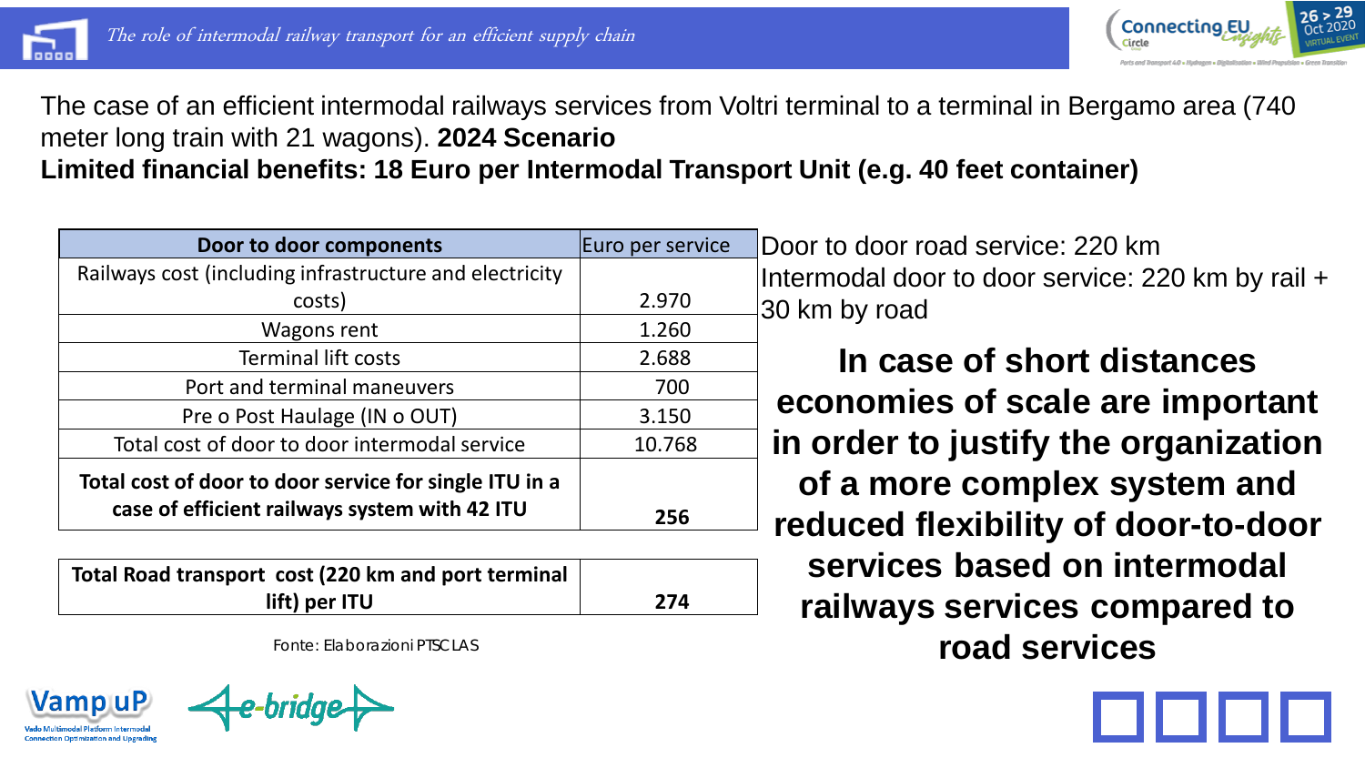The case of an efficient intermodal railways services from Voltri terminal to a terminal in Bergamo area (740 meter long train with 21 wagons). **2024 Scenario**

**Limited financial benefits: 18 Euro per Intermodal Transport Unit (e.g. 40 feet container)**

| Door to door components | Euro per service |
|---|---|
| Railways cost (including infrastructure and electricity costs) | 2.970 |
| Wagons rent | 1.260 |
| Terminal lift costs | 2.688 |
| Port and terminal maneuvers | 700 |
| Pre o Post Haulage (IN o OUT) | 3.150 |
| Total cost of door to door intermodal service | 10.768 |
| **Total cost of door to door service for single ITU in a case of efficient railways system with 42 ITU** | **256** |

| **Total Road transport cost (220 km and port terminal lift) per ITU** | **274** |
|---|---|

Fonte: Elaborazioni PTSCLAS

Door to door road service: 220 km

Intermodal door to door service: 220 km by rail + 30 km by road

**In case of short distances economies of scale are important in order to justify the organization of a more complex system and reduced flexibility of door-to-door services based on intermodal railways services compared to road services**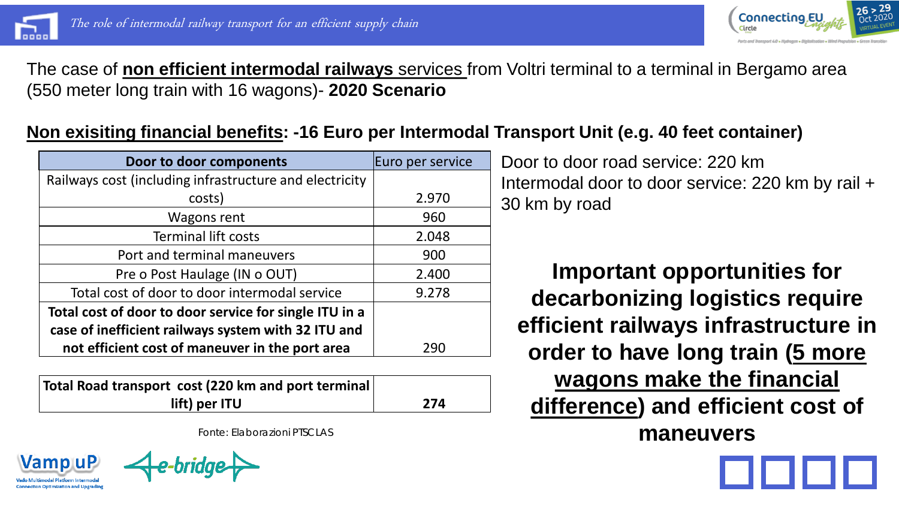The case of **non efficient intermodal railways** services from Voltri terminal to a terminal in Bergamo area (550 meter long train with 16 wagons)- **2020 Scenario**

**Non exisiting financial benefits: -16 Euro per Intermodal Transport Unit (e.g. 40 feet container)**

| Door to door components | Euro per service |
|---|---|
| Railways cost (including infrastructure and electricity costs) | 2.970 |
| Wagons rent | 960 |
| Terminal lift costs | 2.048 |
| Port and terminal maneuvers | 900 |
| Pre o Post Haulage (IN o OUT) | 2.400 |
| Total cost of door to door intermodal service | 9.278 |
| **Total cost of door to door service for single ITU in a case of inefficient railways system with 32 ITU and not efficient cost of maneuver in the port area** | 290 |

| Total Road transport cost (220 km and port terminal lift) per ITU | 274 |
|---|---|

Fonte: Elaborazioni PTSCLAS

Door to door road service: 220 km
Intermodal door to door service: 220 km by rail + 30 km by road

**Important opportunities for decarbonizing logistics require efficient railways infrastructure in order to have long train (5 more wagons make the financial difference) and efficient cost of maneuvers**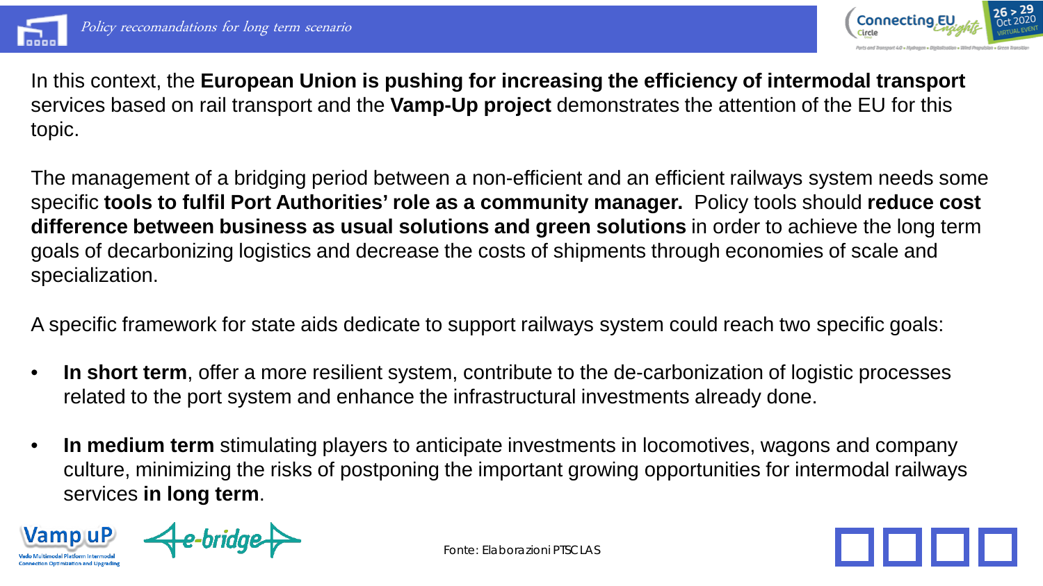# Policy reccomandations for long term scenario

In this context, the **European Union is pushing for increasing the efficiency of intermodal transport** services based on rail transport and the **Vamp-Up project** demonstrates the attention of the EU for this topic.

The management of a bridging period between a non-efficient and an efficient railways system needs some specific **tools to fulfil Port Authorities' role as a community manager.** Policy tools should **reduce cost difference between business as usual solutions and green solutions** in order to achieve the long term goals of decarbonizing logistics and decrease the costs of shipments through economies of scale and specialization.

A specific framework for state aids dedicate to support railways system could reach two specific goals:

- **In short term**, offer a more resilient system, contribute to the de-carbonization of logistic processes related to the port system and enhance the infrastructural investments already done.
- **In medium term** stimulating players to anticipate investments in locomotives, wagons and company culture, minimizing the risks of postponing the important growing opportunities for intermodal railways services **in long term**.

Fonte: Elaborazioni PTSCLAS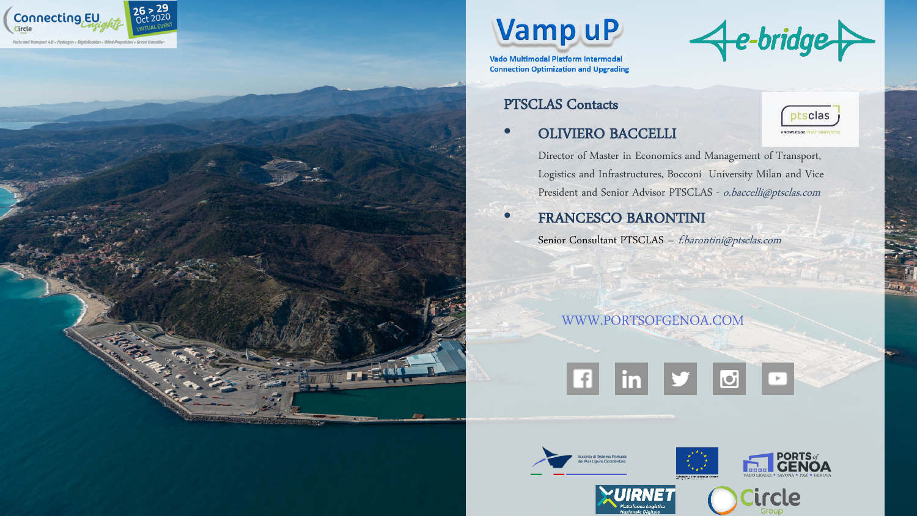Vamp uP

Vado Multimodal Platform Intermodal Connection Optimization and Upgrading

e-bridge

## PTSCLAS Contacts

- **OLIVIERO BACCELLI**

  Director of Master in Economics and Management of Transport, Logistics and Infrastructures, Bocconi University Milan and Vice President and Senior Advisor PTSCLAS - *o.baccelli@ptsclas.com*

- **FRANCESCO BARONTINI**

  Senior Consultant PTSCLAS – *f.barontini@ptsclas.com*

WWW.PORTSOFGENOA.COM